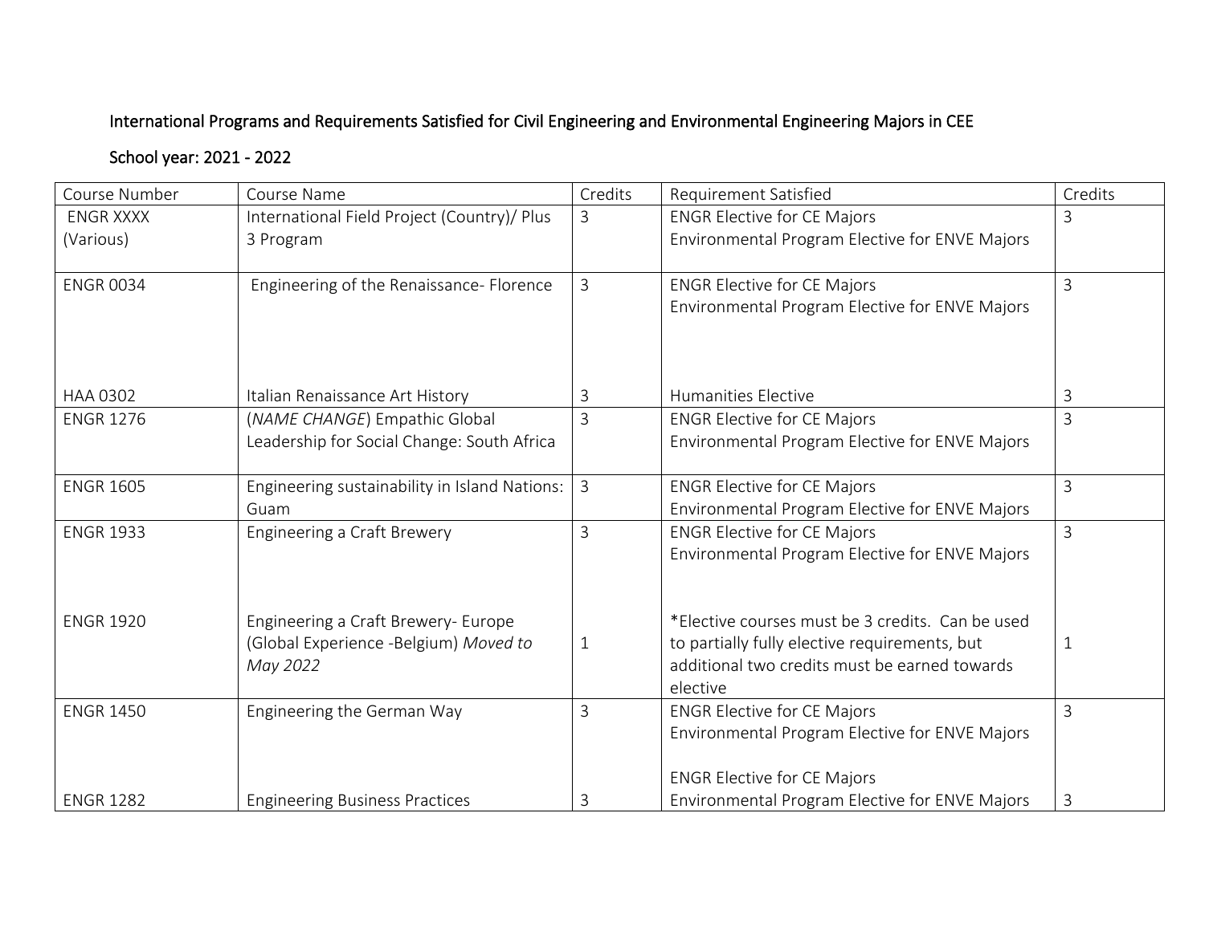International Programs and Requirements Satisfied for Civil Engineering and Environmental Engineering Majors in CEE

School year: 2021 - 2022

| Course Number | Course Name | Credits | Requirement Satisfied | Credits |
|---|---|---|---|---|
| ENGR XXXX (Various) | International Field Project (Country)/ Plus 3 Program | 3 | ENGR Elective for CE Majors<br>Environmental Program Elective for ENVE Majors | 3 |
| ENGR 0034 | Engineering of the Renaissance- Florence | 3 | ENGR Elective for CE Majors<br>Environmental Program Elective for ENVE Majors | 3 |
| HAA 0302 | Italian Renaissance Art History | 3 | Humanities Elective | 3 |
| ENGR 1276 | (*NAME CHANGE*) Empathic Global Leadership for Social Change: South Africa | 3 | ENGR Elective for CE Majors<br>Environmental Program Elective for ENVE Majors | 3 |
| ENGR 1605 | Engineering sustainability in Island Nations: Guam | 3 | ENGR Elective for CE Majors<br>Environmental Program Elective for ENVE Majors | 3 |
| ENGR 1933 | Engineering a Craft Brewery | 3 | ENGR Elective for CE Majors<br>Environmental Program Elective for ENVE Majors | 3 |
| ENGR 1920 | Engineering a Craft Brewery- Europe (Global Experience -Belgium) *Moved to May 2022* | 1 | *Elective courses must be 3 credits. Can be used to partially fully elective requirements, but additional two credits must be earned towards elective | 1 |
| ENGR 1450 | Engineering the German Way | 3 | ENGR Elective for CE Majors<br>Environmental Program Elective for ENVE Majors | 3 |
| ENGR 1282 | Engineering Business Practices | 3 | ENGR Elective for CE Majors<br>Environmental Program Elective for ENVE Majors | 3 |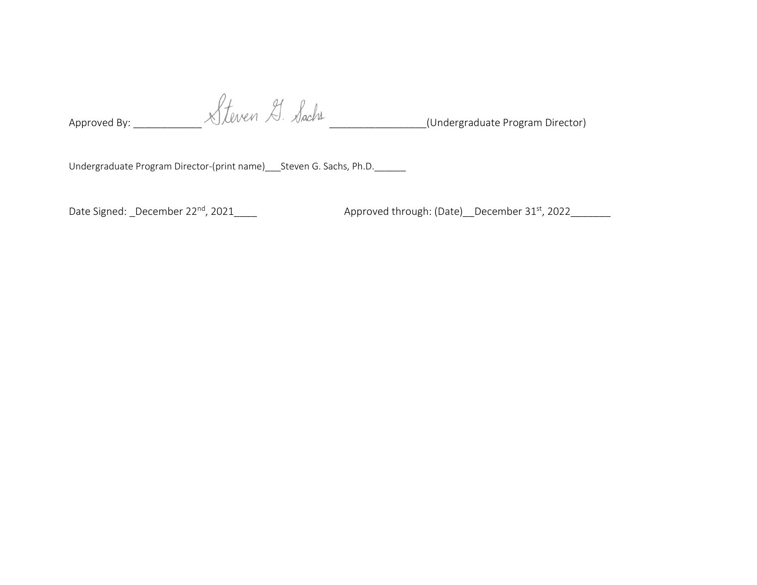Approved By: ___________ Steven G. Sachs ________________(Undergraduate Program Director)

Undergraduate Program Director-(print name)___Steven G. Sachs, Ph.D.______

Date Signed: _December 22nd, 2021____

Approved through: (Date)__December 31st, 2022_______